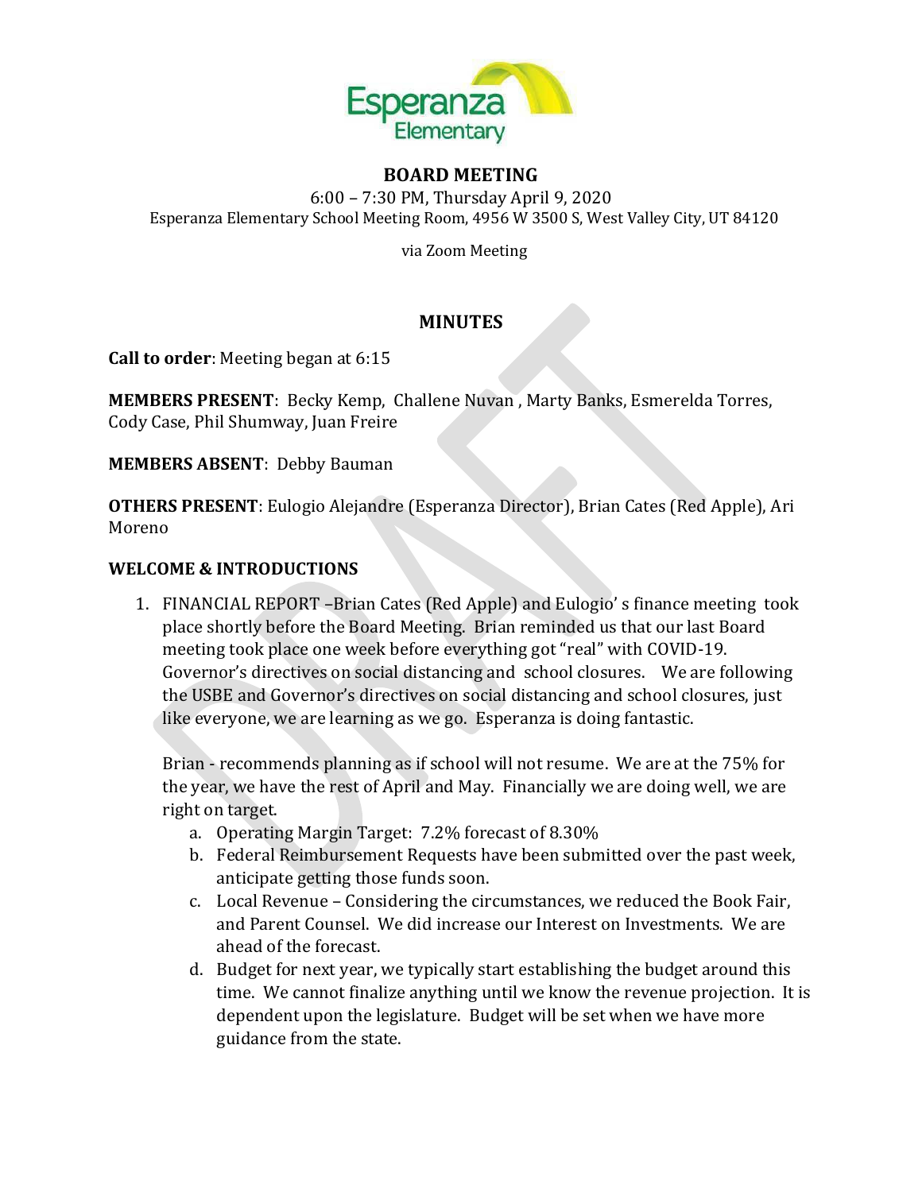**Esperanza Elementary**

## BOARD MEETING

6:00 – 7:30 PM, Thursday April 9, 2020
Esperanza Elementary School Meeting Room, 4956 W 3500 S, West Valley City, UT 84120

via Zoom Meeting

## MINUTES

**Call to order**: Meeting began at 6:15

**MEMBERS PRESENT**: Becky Kemp, Challene Nuvan , Marty Banks, Esmerelda Torres, Cody Case, Phil Shumway, Juan Freire

**MEMBERS ABSENT**: Debby Bauman

**OTHERS PRESENT**: Eulogio Alejandre (Esperanza Director), Brian Cates (Red Apple), Ari Moreno

### WELCOME & INTRODUCTIONS

1. FINANCIAL REPORT –Brian Cates (Red Apple) and Eulogio' s finance meeting took place shortly before the Board Meeting. Brian reminded us that our last Board meeting took place one week before everything got "real" with COVID-19. Governor's directives on social distancing and school closures. We are following the USBE and Governor's directives on social distancing and school closures, just like everyone, we are learning as we go. Esperanza is doing fantastic.

   Brian - recommends planning as if school will not resume. We are at the 75% for the year, we have the rest of April and May. Financially we are doing well, we are right on target.

   a. Operating Margin Target: 7.2% forecast of 8.30%
   b. Federal Reimbursement Requests have been submitted over the past week, anticipate getting those funds soon.
   c. Local Revenue – Considering the circumstances, we reduced the Book Fair, and Parent Counsel. We did increase our Interest on Investments. We are ahead of the forecast.
   d. Budget for next year, we typically start establishing the budget around this time. We cannot finalize anything until we know the revenue projection. It is dependent upon the legislature. Budget will be set when we have more guidance from the state.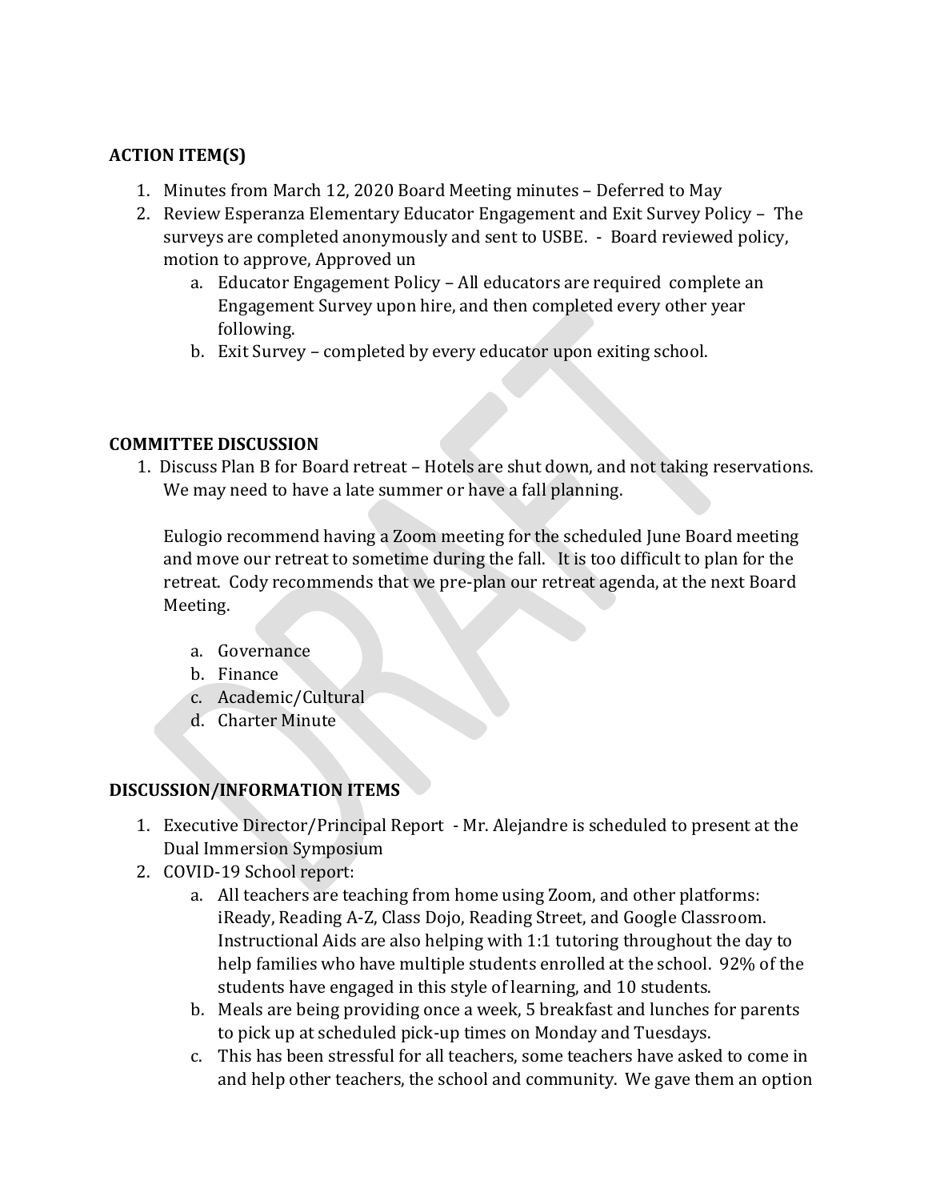**ACTION ITEM(S)**

1. Minutes from March 12, 2020 Board Meeting minutes – Deferred to May
2. Review Esperanza Elementary Educator Engagement and Exit Survey Policy – The surveys are completed anonymously and sent to USBE. - Board reviewed policy, motion to approve, Approved un
   a. Educator Engagement Policy – All educators are required complete an Engagement Survey upon hire, and then completed every other year following.
   b. Exit Survey – completed by every educator upon exiting school.

**COMMITTEE DISCUSSION**

1. Discuss Plan B for Board retreat – Hotels are shut down, and not taking reservations. We may need to have a late summer or have a fall planning.

   Eulogio recommend having a Zoom meeting for the scheduled June Board meeting and move our retreat to sometime during the fall. It is too difficult to plan for the retreat. Cody recommends that we pre-plan our retreat agenda, at the next Board Meeting.

   a. Governance
   b. Finance
   c. Academic/Cultural
   d. Charter Minute

**DISCUSSION/INFORMATION ITEMS**

1. Executive Director/Principal Report - Mr. Alejandre is scheduled to present at the Dual Immersion Symposium
2. COVID-19 School report:
   a. All teachers are teaching from home using Zoom, and other platforms: iReady, Reading A-Z, Class Dojo, Reading Street, and Google Classroom. Instructional Aids are also helping with 1:1 tutoring throughout the day to help families who have multiple students enrolled at the school. 92% of the students have engaged in this style of learning, and 10 students.
   b. Meals are being providing once a week, 5 breakfast and lunches for parents to pick up at scheduled pick-up times on Monday and Tuesdays.
   c. This has been stressful for all teachers, some teachers have asked to come in and help other teachers, the school and community. We gave them an option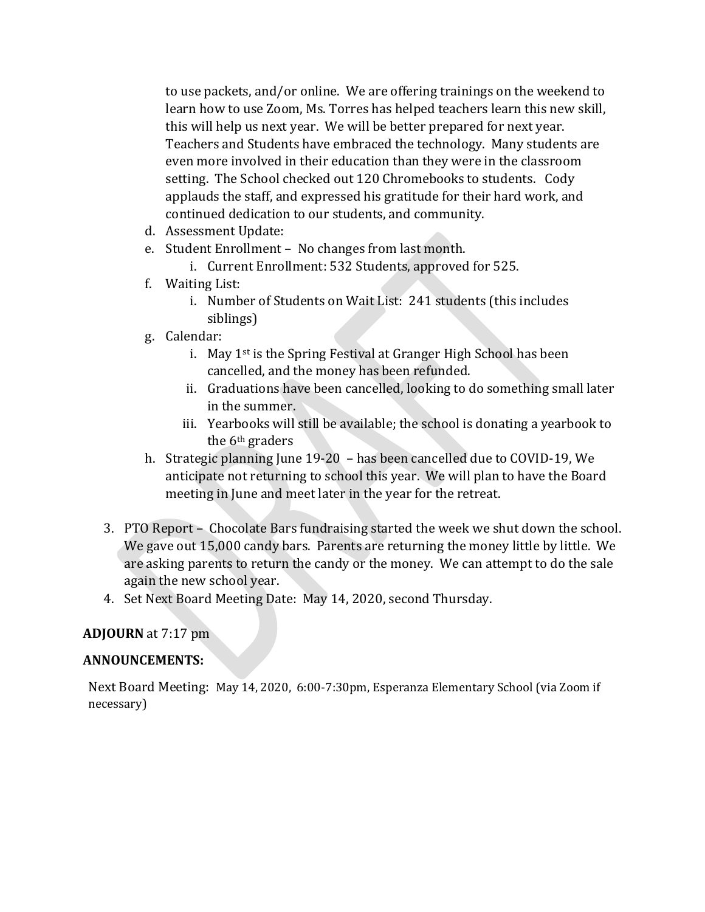to use packets, and/or online. We are offering trainings on the weekend to learn how to use Zoom, Ms. Torres has helped teachers learn this new skill, this will help us next year. We will be better prepared for next year. Teachers and Students have embraced the technology. Many students are even more involved in their education than they were in the classroom setting. The School checked out 120 Chromebooks to students. Cody applauds the staff, and expressed his gratitude for their hard work, and continued dedication to our students, and community.

d. Assessment Update:

e. Student Enrollment – No changes from last month.
    i. Current Enrollment: 532 Students, approved for 525.

f. Waiting List:
    i. Number of Students on Wait List: 241 students (this includes siblings)

g. Calendar:
    i. May 1st is the Spring Festival at Granger High School has been cancelled, and the money has been refunded.
    ii. Graduations have been cancelled, looking to do something small later in the summer.
    iii. Yearbooks will still be available; the school is donating a yearbook to the 6th graders

h. Strategic planning June 19-20 – has been cancelled due to COVID-19, We anticipate not returning to school this year. We will plan to have the Board meeting in June and meet later in the year for the retreat.

3. PTO Report – Chocolate Bars fundraising started the week we shut down the school. We gave out 15,000 candy bars. Parents are returning the money little by little. We are asking parents to return the candy or the money. We can attempt to do the sale again the new school year.
4. Set Next Board Meeting Date: May 14, 2020, second Thursday.

**ADJOURN** at 7:17 pm

**ANNOUNCEMENTS:**

Next Board Meeting: May 14, 2020, 6:00-7:30pm, Esperanza Elementary School (via Zoom if necessary)